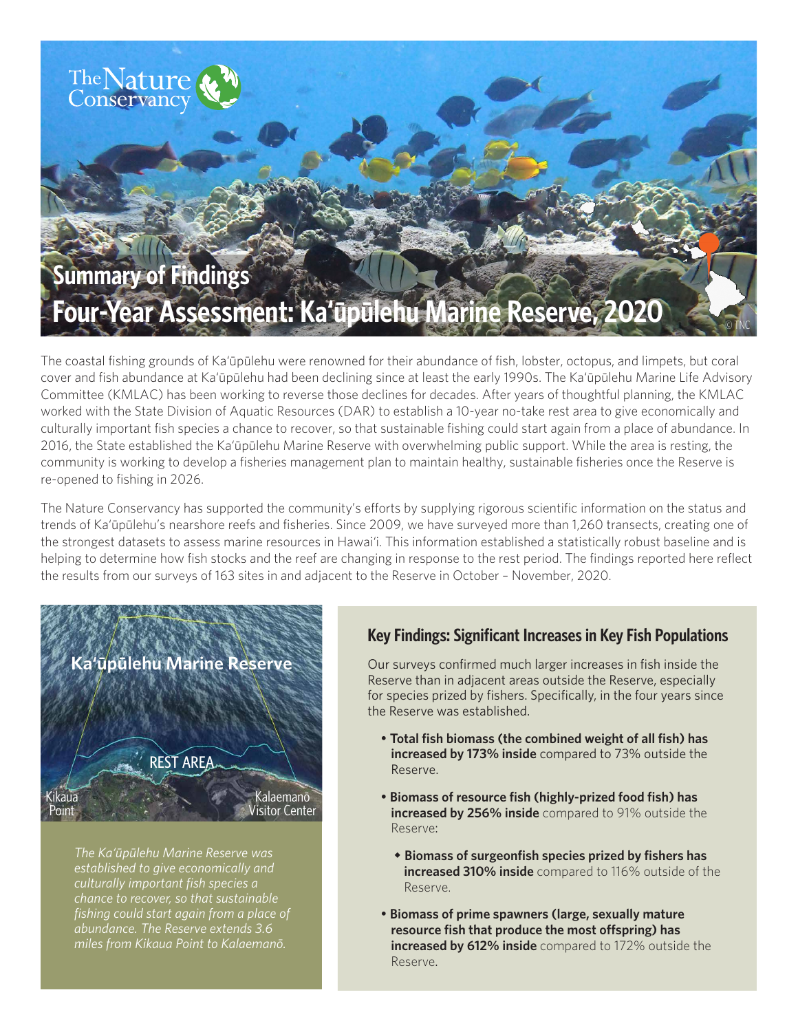# Summary of Findings
# Four-Year Assessment: Ka'ūpūlehu Marine Reserve, 2020

The coastal fishing grounds of Ka'ūpūlehu were renowned for their abundance of fish, lobster, octopus, and limpets, but coral cover and fish abundance at Ka'ūpūlehu had been declining since at least the early 1990s. The Ka'ūpūlehu Marine Life Advisory Committee (KMLAC) has been working to reverse those declines for decades. After years of thoughtful planning, the KMLAC worked with the State Division of Aquatic Resources (DAR) to establish a 10-year no-take rest area to give economically and culturally important fish species a chance to recover, so that sustainable fishing could start again from a place of abundance. In 2016, the State established the Ka'ūpūlehu Marine Reserve with overwhelming public support. While the area is resting, the community is working to develop a fisheries management plan to maintain healthy, sustainable fisheries once the Reserve is re-opened to fishing in 2026.

The Nature Conservancy has supported the community's efforts by supplying rigorous scientific information on the status and trends of Ka'ūpūlehu's nearshore reefs and fisheries. Since 2009, we have surveyed more than 1,260 transects, creating one of the strongest datasets to assess marine resources in Hawai'i. This information established a statistically robust baseline and is helping to determine how fish stocks and the reef are changing in response to the rest period. The findings reported here reflect the results from our surveys of 163 sites in and adjacent to the Reserve in October – November, 2020.

Ka'ūpūlehu Marine Reserve

REST AREA

Kikaua Point

Kalaemanō Visitor Center

*The Ka'ūpūlehu Marine Reserve was established to give economically and culturally important fish species a chance to recover, so that sustainable fishing could start again from a place of abundance. The Reserve extends 3.6 miles from Kikaua Point to Kalaemanō.*

## Key Findings: Significant Increases in Key Fish Populations

Our surveys confirmed much larger increases in fish inside the Reserve than in adjacent areas outside the Reserve, especially for species prized by fishers. Specifically, in the four years since the Reserve was established.

- **Total fish biomass (the combined weight of all fish) has increased by 173% inside** compared to 73% outside the Reserve.
- **Biomass of resource fish (highly-prized food fish) has increased by 256% inside** compared to 91% outside the Reserve:
  - **Biomass of surgeonfish species prized by fishers has increased 310% inside** compared to 116% outside of the Reserve.
- **Biomass of prime spawners (large, sexually mature resource fish that produce the most offspring) has increased by 612% inside** compared to 172% outside the Reserve.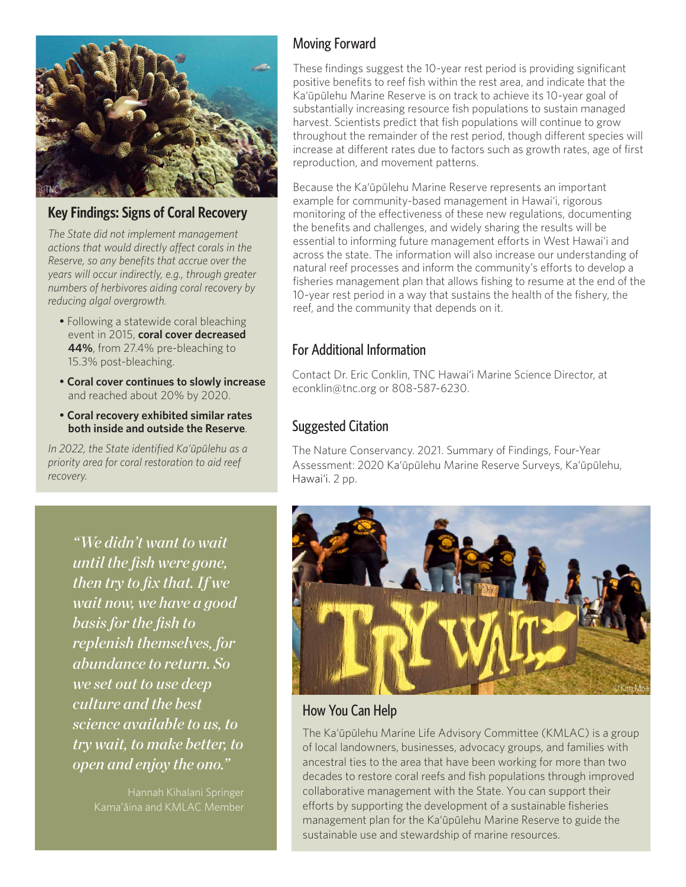## Key Findings: Signs of Coral Recovery

*The State did not implement management actions that would directly affect corals in the Reserve, so any benefits that accrue over the years will occur indirectly, e.g., through greater numbers of herbivores aiding coral recovery by reducing algal overgrowth.*

- Following a statewide coral bleaching event in 2015, **coral cover decreased 44%**, from 27.4% pre-bleaching to 15.3% post-bleaching.
- **Coral cover continues to slowly increase** and reached about 20% by 2020.
- **Coral recovery exhibited similar rates both inside and outside the Reserve**.

*In 2022, the State identified Ka'ūpūlehu as a priority area for coral restoration to aid reef recovery.*

> *"We didn't want to wait until the fish were gone, then try to fix that. If we wait now, we have a good basis for the fish to replenish themselves, for abundance to return. So we set out to use deep culture and the best science available to us, to try wait, to make better, to open and enjoy the ono."*
>
> Hannah Kihalani Springer
> Kama'āina and KMLAC Member

## Moving Forward

These findings suggest the 10-year rest period is providing significant positive benefits to reef fish within the rest area, and indicate that the Ka'ūpūlehu Marine Reserve is on track to achieve its 10-year goal of substantially increasing resource fish populations to sustain managed harvest. Scientists predict that fish populations will continue to grow throughout the remainder of the rest period, though different species will increase at different rates due to factors such as growth rates, age of first reproduction, and movement patterns.

Because the Ka'ūpūlehu Marine Reserve represents an important example for community-based management in Hawai'i, rigorous monitoring of the effectiveness of these new regulations, documenting the benefits and challenges, and widely sharing the results will be essential to informing future management efforts in West Hawai'i and across the state. The information will also increase our understanding of natural reef processes and inform the community's efforts to develop a fisheries management plan that allows fishing to resume at the end of the 10-year rest period in a way that sustains the health of the fishery, the reef, and the community that depends on it.

## For Additional Information

Contact Dr. Eric Conklin, TNC Hawai'i Marine Science Director, at econklin@tnc.org or 808-587-6230.

## Suggested Citation

The Nature Conservancy. 2021. Summary of Findings, Four-Year Assessment: 2020 Ka'ūpūlehu Marine Reserve Surveys, Ka'ūpūlehu, Hawai'i. 2 pp.

## How You Can Help

The Ka'ūpūlehu Marine Life Advisory Committee (KMLAC) is a group of local landowners, businesses, advocacy groups, and families with ancestral ties to the area that have been working for more than two decades to restore coral reefs and fish populations through improved collaborative management with the State. You can support their efforts by supporting the development of a sustainable fisheries management plan for the Ka'ūpūlehu Marine Reserve to guide the sustainable use and stewardship of marine resources.